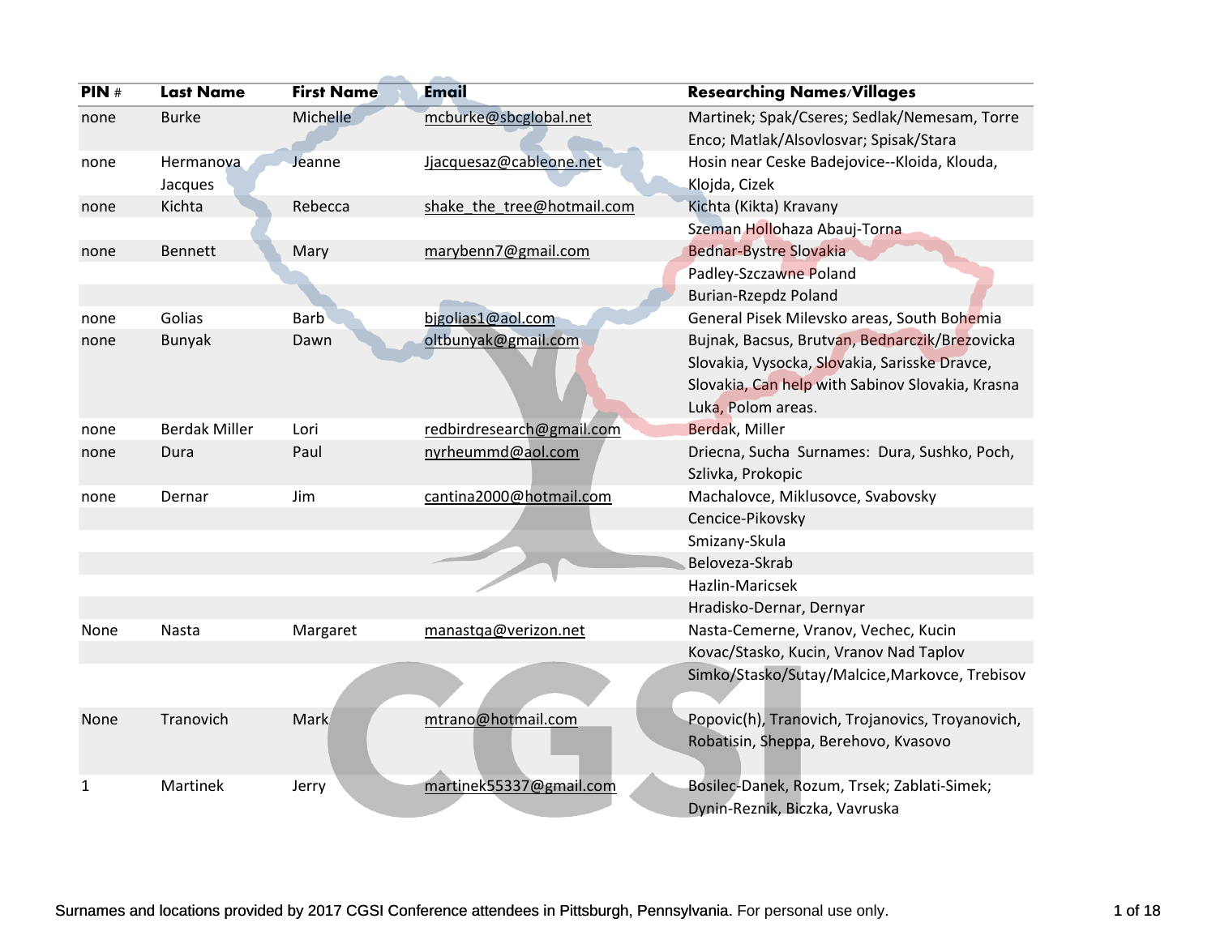| PIN # | Last Name | First Name | Email | Researching Names/Villages |
|---|---|---|---|---|
| none | Burke | Michelle | mcburke@sbcglobal.net | Martinek; Spak/Cseres; Sedlak/Nemesam, Torre Enco; Matlak/Alsovlosvar; Spisak/Stara |
| none | Hermanova Jacques | Jeanne | Jjacquesaz@cableone.net | Hosin near Ceske Badejovice--Kloida, Klouda, Klojda, Cizek |
| none | Kichta | Rebecca | shake_the_tree@hotmail.com | Kichta (Kikta) Kravany |
| | | | | Szeman Hollohaza Abauj-Torna |
| none | Bennett | Mary | marybenn7@gmail.com | Bednar-Bystre Slovakia |
| | | | | Padley-Szczawne Poland |
| | | | | Burian-Rzepdz Poland |
| none | Golias | Barb | bjgolias1@aol.com | General Pisek Milevsko areas, South Bohemia |
| none | Bunyak | Dawn | oltbunyak@gmail.com | Bujnak, Bacsus, Brutvan, Bednarczik/Brezovicka Slovakia, Vysocka, Slovakia, Sarisske Dravce, Slovakia, Can help with Sabinov Slovakia, Krasna Luka, Polom areas. |
| none | Berdak Miller | Lori | redbirdresearch@gmail.com | Berdak, Miller |
| none | Dura | Paul | nyrheummd@aol.com | Driecna, Sucha Surnames: Dura, Sushko, Poch, Szlivka, Prokopic |
| none | Dernar | Jim | cantina2000@hotmail.com | Machalovce, Miklusovce, Svabovsky |
| | | | | Cencice-Pikovsky |
| | | | | Smizany-Skula |
| | | | | Beloveza-Skrab |
| | | | | Hazlin-Maricsek |
| | | | | Hradisko-Dernar, Dernyar |
| None | Nasta | Margaret | manastqa@verizon.net | Nasta-Cemerne, Vranov, Vechec, Kucin |
| | | | | Kovac/Stasko, Kucin, Vranov Nad Taplov |
| | | | | Simko/Stasko/Sutay/Malcice,Markovce, Trebisov |
| None | Tranovich | Mark | mtrano@hotmail.com | Popovic(h), Tranovich, Trojanovics, Troyanovich, Robatisin, Sheppa, Berehovo, Kvasovo |
| 1 | Martinek | Jerry | martinek55337@gmail.com | Bosilec-Danek, Rozum, Trsek; Zablati-Simek; Dynin-Reznik, Biczka, Vavruska |

Surnames and locations provided by 2017 CGSI Conference attendees in Pittsburgh, Pennsylvania. For personal use only.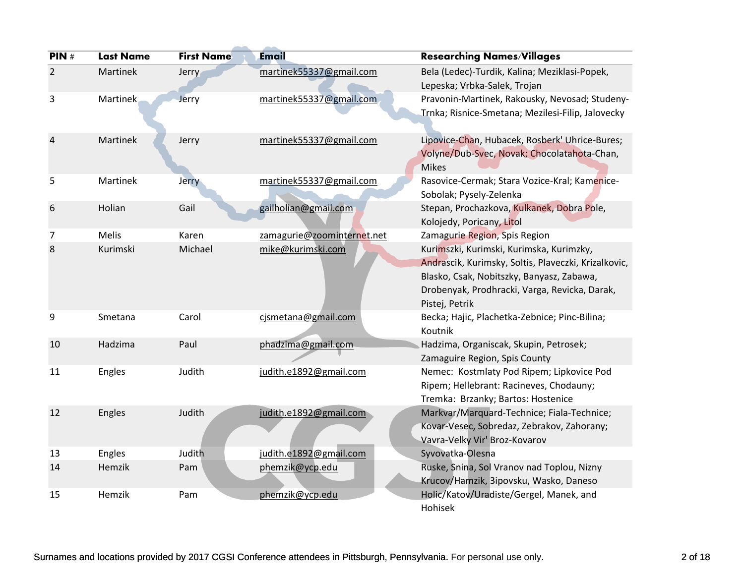| PIN # | Last Name | First Name | Email | Researching Names/Villages |
|---|---|---|---|---|
| 2 | Martinek | Jerry | martinek55337@gmail.com | Bela (Ledec)-Turdik, Kalina; Meziklasi-Popek, Lepeska; Vrbka-Salek, Trojan |
| 3 | Martinek | Jerry | martinek55337@gmail.com | Pravonin-Martinek, Rakousky, Nevosad; Studeny-Trnka; Risnice-Smetana; Mezilesi-Filip, Jalovecky |
| 4 | Martinek | Jerry | martinek55337@gmail.com | Lipovice-Chan, Hubacek, Rosberk' Uhrice-Bures; Volyne/Dub-Svec, Novak; Chocolatahota-Chan, Mikes |
| 5 | Martinek | Jerry | martinek55337@gmail.com | Rasovice-Cermak; Stara Vozice-Kral; Kamenice-Sobolak; Pysely-Zelenka |
| 6 | Holian | Gail | gailholian@gmail.com | Stepan, Prochazkova, Kulkanek, Dobra Pole, Kolojedy, Poricany, Litol |
| 7 | Melis | Karen | zamagurie@zoominternet.net | Zamagurie Region, Spis Region |
| 8 | Kurimski | Michael | mike@kurimski.com | Kurimszki, Kurimski, Kurimska, Kurimzky, Andrascik, Kurimsky, Soltis, Plaveczki, Krizalkovic, Blasko, Csak, Nobitszky, Banyasz, Zabawa, Drobenyak, Prodhracki, Varga, Revicka, Darak, Pistej, Petrik |
| 9 | Smetana | Carol | cjsmetana@gmail.com | Becka; Hajic, Plachetka-Zebnice; Pinc-Bilina; Koutnik |
| 10 | Hadzima | Paul | phadzima@gmail.com | Hadzima, Organiscak, Skupin, Petrosek; Zamaguire Region, Spis County |
| 11 | Engles | Judith | judith.e1892@gmail.com | Nemec: Kostmlaty Pod Ripem; Lipkovice Pod Ripem; Hellebrant: Racineves, Chodauny; Tremka: Brzanky; Bartos: Hostenice |
| 12 | Engles | Judith | judith.e1892@gmail.com | Markvar/Marquard-Technice; Fiala-Technice; Kovar-Vesec, Sobredaz, Zebrakov, Zahorany; Vavra-Velky Vir' Broz-Kovarov |
| 13 | Engles | Judith | judith.e1892@gmail.com | Syvovatka-Olesna |
| 14 | Hemzik | Pam | phemzik@ycp.edu | Ruske, Snina, Sol Vranov nad Toplou, Nizny Krucov/Hamzik, 3ipovsku, Wasko, Daneso |
| 15 | Hemzik | Pam | phemzik@ycp.edu | Holic/Katov/Uradiste/Gergel, Manek, and Hohisek |

Surnames and locations provided by 2017 CGSI Conference attendees in Pittsburgh, Pennsylvania. For personal use only.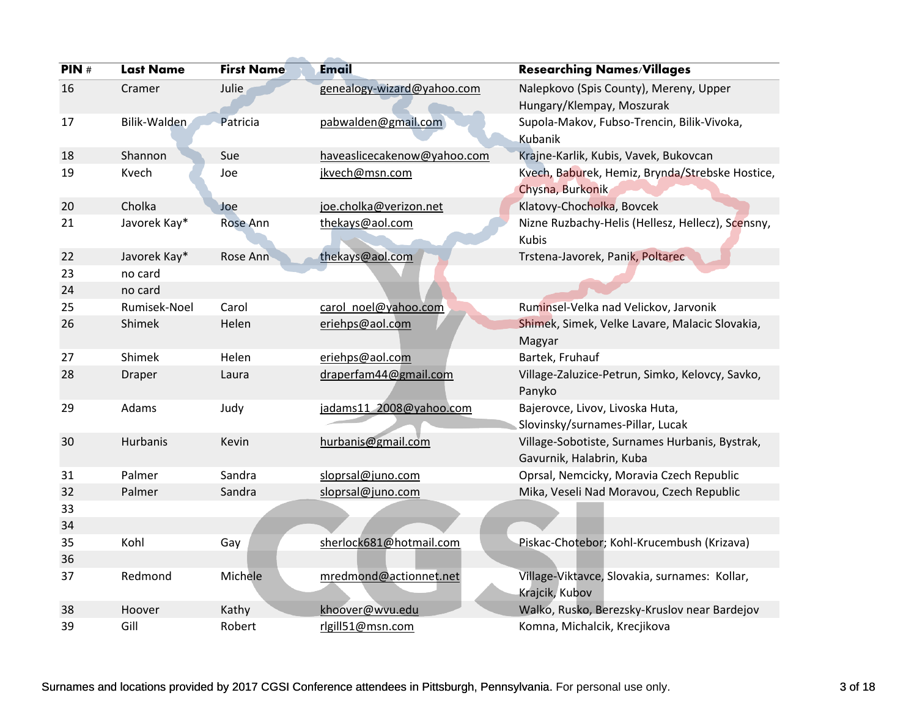| PIN # | Last Name | First Name | Email | Researching Names/Villages |
|---|---|---|---|---|
| 16 | Cramer | Julie | genealogy-wizard@yahoo.com | Nalepkovo (Spis County), Mereny, Upper Hungary/Klempay, Moszurak |
| 17 | Bilik-Walden | Patricia | pabwalden@gmail.com | Supola-Makov, Fubso-Trencin, Bilik-Vivoka, Kubanik |
| 18 | Shannon | Sue | haveaslicecakenow@yahoo.com | Krajne-Karlik, Kubis, Vavek, Bukovcan |
| 19 | Kvech | Joe | jkvech@msn.com | Kvech, Baburek, Hemiz, Brynda/Strebske Hostice, Chysna, Burkonik |
| 20 | Cholka | Joe | joe.cholka@verizon.net | Klatovy-Chocholka, Bovcek |
| 21 | Javorek Kay* | Rose Ann | thekays@aol.com | Nizne Ruzbachy-Helis (Hellesz, Hellecz), Scensny, Kubis |
| 22 | Javorek Kay* | Rose Ann | thekays@aol.com | Trstena-Javorek, Panik, Poltarec |
| 23 | no card | | | |
| 24 | no card | | | |
| 25 | Rumisek-Noel | Carol | carol_noel@yahoo.com | Rumisel-Velka nad Velickov, Jarvonik |
| 26 | Shimek | Helen | eriehps@aol.com | Shimek, Simek, Velke Lavare, Malacic Slovakia, Magyar |
| 27 | Shimek | Helen | eriehps@aol.com | Bartek, Fruhauf |
| 28 | Draper | Laura | draperfam44@gmail.com | Village-Zaluzice-Petrun, Simko, Kelovcy, Savko, Panyko |
| 29 | Adams | Judy | jadams11_2008@yahoo.com | Bajerovce, Livov, Livoska Huta, Slovinsky/surnames-Pillar, Lucak |
| 30 | Hurbanis | Kevin | hurbanis@gmail.com | Village-Sobotiste, Surnames Hurbanis, Bystrak, Gavurnik, Halabrin, Kuba |
| 31 | Palmer | Sandra | sloprsal@juno.com | Oprsal, Nemcicky, Moravia Czech Republic |
| 32 | Palmer | Sandra | sloprsal@juno.com | Mika, Veseli Nad Moravou, Czech Republic |
| 33 | | | | |
| 34 | | | | |
| 35 | Kohl | Gay | sherlock681@hotmail.com | Piskac-Chotebor; Kohl-Krucembush (Krizava) |
| 36 | | | | |
| 37 | Redmond | Michele | mredmond@actionnet.net | Village-Viktavce, Slovakia, surnames: Kollar, Krajcik, Kubov |
| 38 | Hoover | Kathy | khoover@wvu.edu | Walko, Rusko, Berezsky-Kruslov near Bardejov |
| 39 | Gill | Robert | rlgill51@msn.com | Komna, Michalcik, Krecjikova |

Surnames and locations provided by 2017 CGSI Conference attendees in Pittsburgh, Pennsylvania. For personal use only.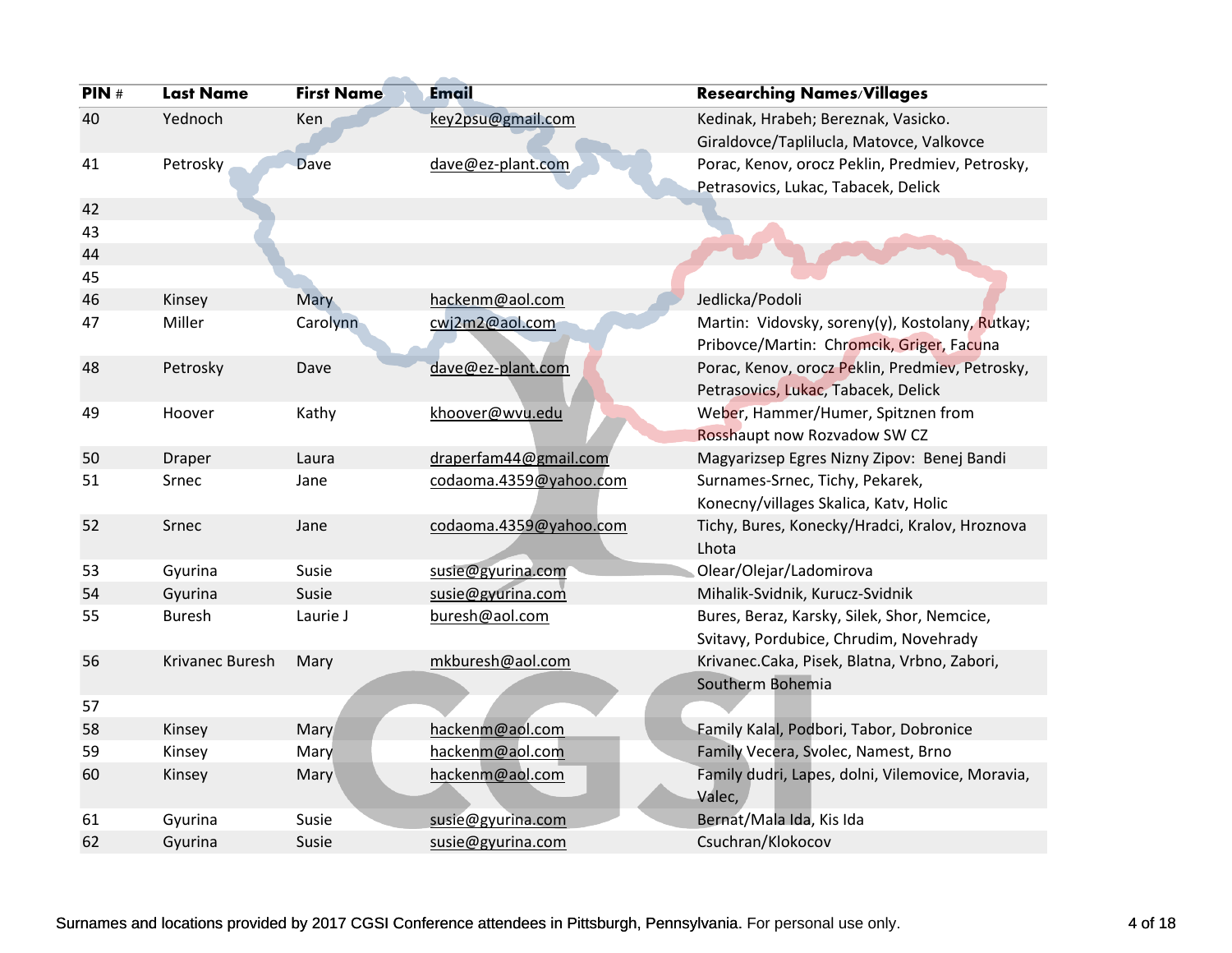| PIN # | Last Name | First Name | Email | Researching Names/Villages |
|---|---|---|---|---|
| 40 | Yednoch | Ken | key2psu@gmail.com | Kedinak, Hrabeh; Bereznak, Vasicko. Giraldovce/Taplilucla, Matovce, Valkovce |
| 41 | Petrosky | Dave | dave@ez-plant.com | Porac, Kenov, orocz Peklin, Predmiev, Petrosky, Petrasovics, Lukac, Tabacek, Delick |
| 42 | | | | |
| 43 | | | | |
| 44 | | | | |
| 45 | | | | |
| 46 | Kinsey | Mary | hackenm@aol.com | Jedlicka/Podoli |
| 47 | Miller | Carolynn | cwj2m2@aol.com | Martin: Vidovsky, soreny(y), Kostolany, Rutkay; Pribovce/Martin: Chromcik, Griger, Facuna |
| 48 | Petrosky | Dave | dave@ez-plant.com | Porac, Kenov, orocz Peklin, Predmiev, Petrosky, Petrasovics, Lukac, Tabacek, Delick |
| 49 | Hoover | Kathy | khoover@wvu.edu | Weber, Hammer/Humer, Spitznen from Rosshaupt now Rozvadow SW CZ |
| 50 | Draper | Laura | draperfam44@gmail.com | Magyarizsep Egres Nizny Zipov: Benej Bandi |
| 51 | Srnec | Jane | codaoma.4359@yahoo.com | Surnames-Srnec, Tichy, Pekarek, Konecny/villages Skalica, Katv, Holic |
| 52 | Srnec | Jane | codaoma.4359@yahoo.com | Tichy, Bures, Konecky/Hradci, Kralov, Hroznova Lhota |
| 53 | Gyurina | Susie | susie@gyurina.com | Olear/Olejar/Ladomirova |
| 54 | Gyurina | Susie | susie@gyurina.com | Mihalik-Svidnik, Kurucz-Svidnik |
| 55 | Buresh | Laurie J | buresh@aol.com | Bures, Beraz, Karsky, Silek, Shor, Nemcice, Svitavy, Pordubice, Chrudim, Novehrady |
| 56 | Krivanec Buresh | Mary | mkburesh@aol.com | Krivanec.Caka, Pisek, Blatna, Vrbno, Zabori, Southerm Bohemia |
| 57 | | | | |
| 58 | Kinsey | Mary | hackenm@aol.com | Family Kalal, Podbori, Tabor, Dobronice |
| 59 | Kinsey | Mary | hackenm@aol.com | Family Vecera, Svolec, Namest, Brno |
| 60 | Kinsey | Mary | hackenm@aol.com | Family dudri, Lapes, dolni, Vilemovice, Moravia, Valec, |
| 61 | Gyurina | Susie | susie@gyurina.com | Bernat/Mala Ida, Kis Ida |
| 62 | Gyurina | Susie | susie@gyurina.com | Csuchran/Klokocov |

Surnames and locations provided by 2017 CGSI Conference attendees in Pittsburgh, Pennsylvania. For personal use only.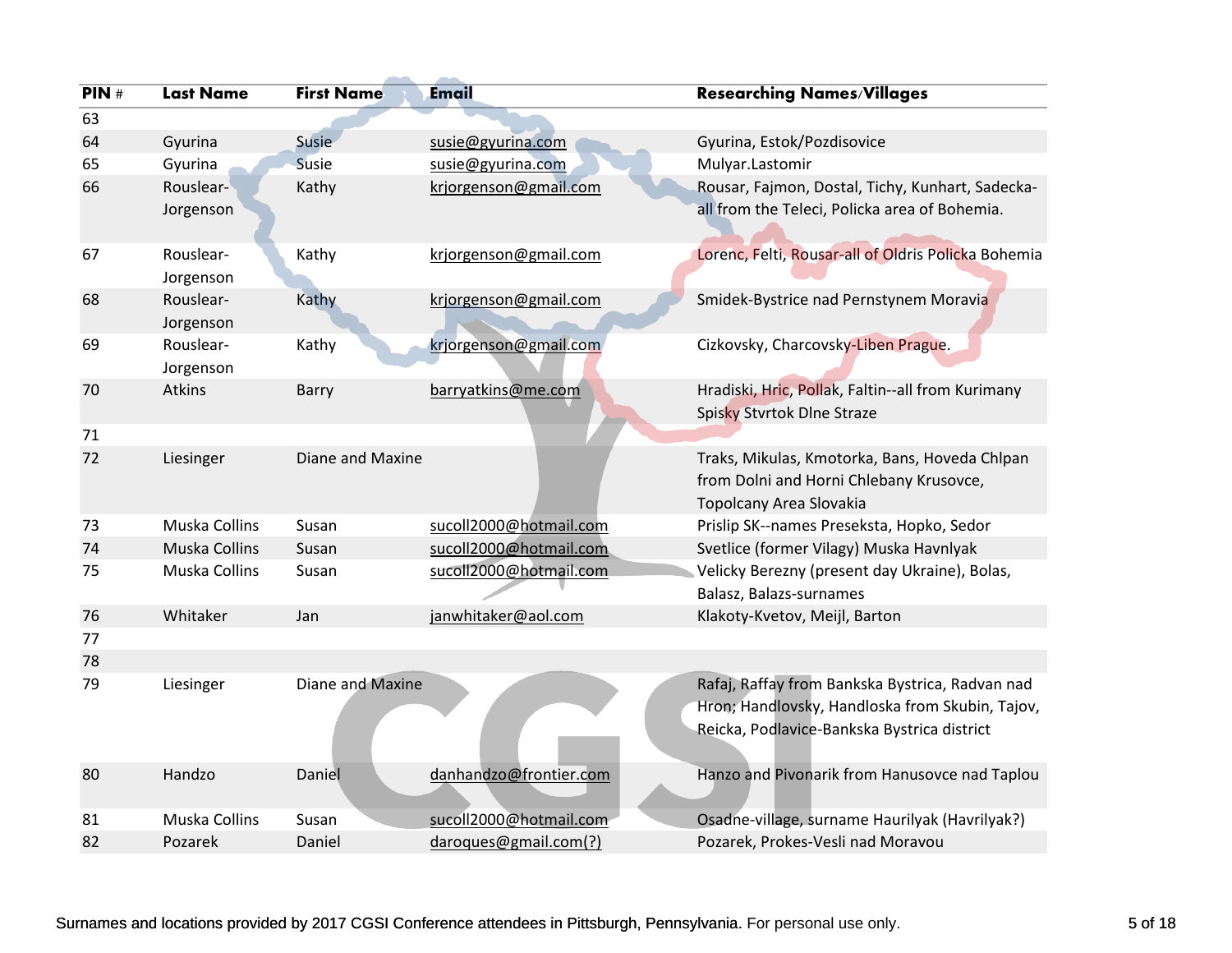| PIN # | Last Name | First Name | Email | Researching Names/Villages |
|---|---|---|---|---|
| 63 | | | | |
| 64 | Gyurina | Susie | susie@gyurina.com | Gyurina, Estok/Pozdisovice |
| 65 | Gyurina | Susie | susie@gyurina.com | Mulyar.Lastomir |
| 66 | Rouslear-Jorgenson | Kathy | krjorgenson@gmail.com | Rousar, Fajmon, Dostal, Tichy, Kunhart, Sadecka-all from the Teleci, Policka area of Bohemia. |
| 67 | Rouslear-Jorgenson | Kathy | krjorgenson@gmail.com | Lorenc, Felti, Rousar-all of Oldris Policka Bohemia |
| 68 | Rouslear-Jorgenson | Kathy | krjorgenson@gmail.com | Smidek-Bystrice nad Pernstynem Moravia |
| 69 | Rouslear-Jorgenson | Kathy | krjorgenson@gmail.com | Cizkovsky, Charcovsky-Liben Prague. |
| 70 | Atkins | Barry | barryatkins@me.com | Hradiski, Hric, Pollak, Faltin--all from Kurimany Spisky Stvrtok Dlne Straze |
| 71 | | | | |
| 72 | Liesinger | Diane and Maxine | | Traks, Mikulas, Kmotorka, Bans, Hoveda Chlpan from Dolni and Horni Chlebany Krusovce, Topolcany Area Slovakia |
| 73 | Muska Collins | Susan | sucoll2000@hotmail.com | Prislip SK--names Preseksta, Hopko, Sedor |
| 74 | Muska Collins | Susan | sucoll2000@hotmail.com | Svetlice (former Vilagy) Muska Havnlyak |
| 75 | Muska Collins | Susan | sucoll2000@hotmail.com | Velicky Berezny (present day Ukraine), Bolas, Balasz, Balazs-surnames |
| 76 | Whitaker | Jan | janwhitaker@aol.com | Klakoty-Kvetov, Meijl, Barton |
| 77 | | | | |
| 78 | | | | |
| 79 | Liesinger | Diane and Maxine | | Rafaj, Raffay from Bankska Bystrica, Radvan nad Hron; Handlovsky, Handloska from Skubin, Tajov, Reicka, Podlavice-Bankska Bystrica district |
| 80 | Handzo | Daniel | danhandzo@frontier.com | Hanzo and Pivonarik from Hanusovce nad Taplou |
| 81 | Muska Collins | Susan | sucoll2000@hotmail.com | Osadne-village, surname Haurilyak (Havrilyak?) |
| 82 | Pozarek | Daniel | daroques@gmail.com(?) | Pozarek, Prokes-Vesli nad Moravou |

Surnames and locations provided by 2017 CGSI Conference attendees in Pittsburgh, Pennsylvania. For personal use only.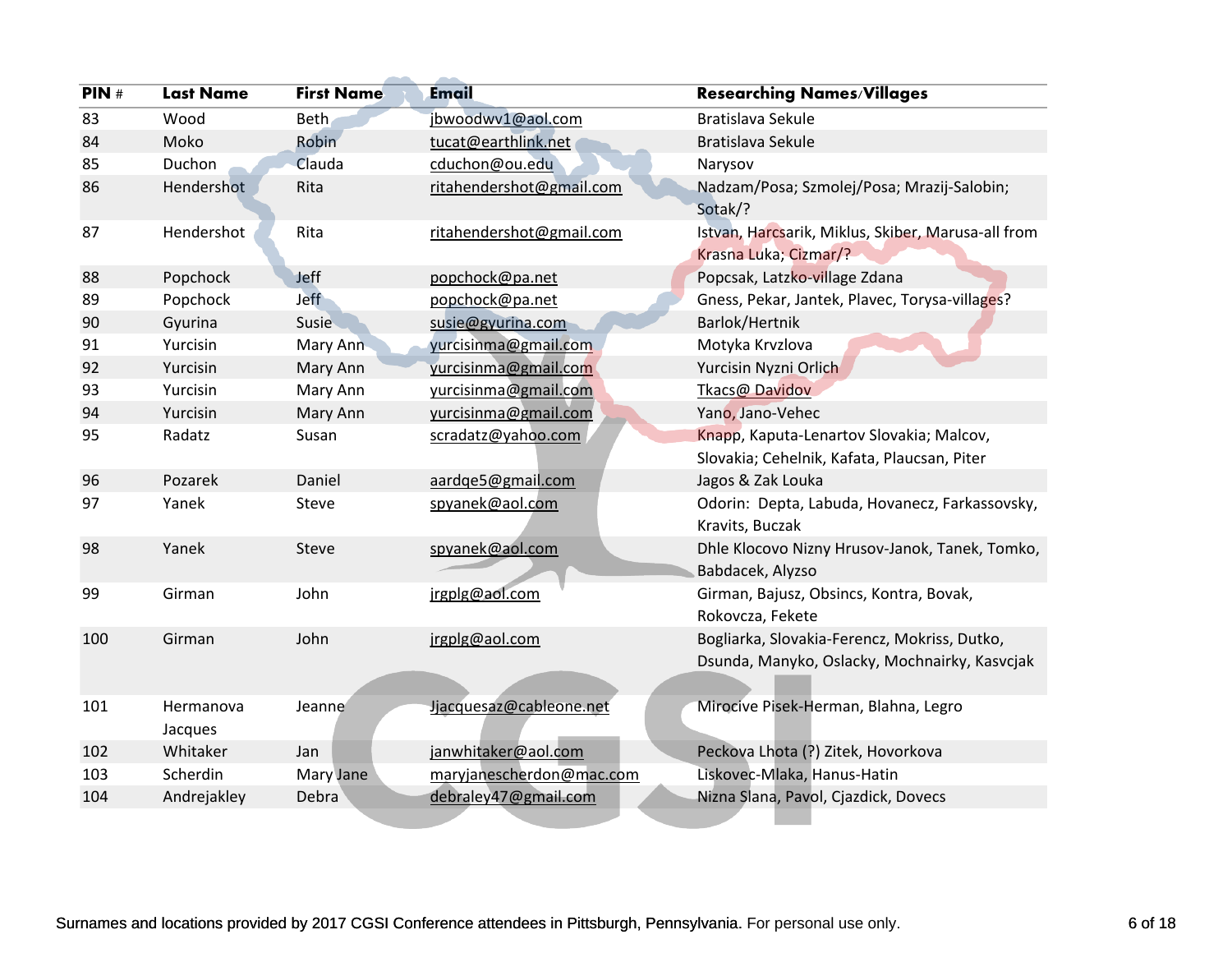| PIN # | Last Name | First Name | Email | Researching Names/Villages |
|---|---|---|---|---|
| 83 | Wood | Beth | jbwoodwv1@aol.com | Bratislava Sekule |
| 84 | Moko | Robin | tucat@earthlink.net | Bratislava Sekule |
| 85 | Duchon | Clauda | cduchon@ou.edu | Narysov |
| 86 | Hendershot | Rita | ritahendershot@gmail.com | Nadzam/Posa; Szmolej/Posa; Mrazij-Salobin; Sotak/? |
| 87 | Hendershot | Rita | ritahendershot@gmail.com | Istvan, Harcsarik, Miklus, Skiber, Marusa-all from Krasna Luka; Cizmar/? |
| 88 | Popchock | Jeff | popchock@pa.net | Popcsak, Latzko-village Zdana |
| 89 | Popchock | Jeff | popchock@pa.net | Gness, Pekar, Jantek, Plavec, Torysa-villages? |
| 90 | Gyurina | Susie | susie@gyurina.com | Barlok/Hertnik |
| 91 | Yurcisin | Mary Ann | yurcisinma@gmail.com | Motyka Krvzlova |
| 92 | Yurcisin | Mary Ann | yurcisinma@gmail.com | Yurcisin Nyzni Orlich |
| 93 | Yurcisin | Mary Ann | yurcisinma@gmail.com | Tkacs@ Davidov |
| 94 | Yurcisin | Mary Ann | yurcisinma@gmail.com | Yano, Jano-Vehec |
| 95 | Radatz | Susan | scradatz@yahoo.com | Knapp, Kaputa-Lenartov Slovakia; Malcov, Slovakia; Cehelnik, Kafata, Plaucsan, Piter |
| 96 | Pozarek | Daniel | aardqe5@gmail.com | Jagos & Zak Louka |
| 97 | Yanek | Steve | spyanek@aol.com | Odorin: Depta, Labuda, Hovanecz, Farkassovsky, Kravits, Buczak |
| 98 | Yanek | Steve | spyanek@aol.com | Dhle Klocovo Nizny Hrusov-Janok, Tanek, Tomko, Babdacek, Alyzso |
| 99 | Girman | John | jrgplg@aol.com | Girman, Bajusz, Obsincs, Kontra, Bovak, Rokovcza, Fekete |
| 100 | Girman | John | jrgplg@aol.com | Bogliarka, Slovakia-Ferencz, Mokriss, Dutko, Dsunda, Manyko, Oslacky, Mochnairky, Kasvcjak |
| 101 | Hermanova Jacques | Jeanne | Jjacquesaz@cableone.net | Mirocive Pisek-Herman, Blahna, Legro |
| 102 | Whitaker | Jan | janwhitaker@aol.com | Peckova Lhota (?) Zitek, Hovorkova |
| 103 | Scherdin | Mary Jane | maryjanescherdon@mac.com | Liskovec-Mlaka, Hanus-Hatin |
| 104 | Andrejakley | Debra | debraley47@gmail.com | Nizna Slana, Pavol, Cjazdick, Dovecs |

Surnames and locations provided by 2017 CGSI Conference attendees in Pittsburgh, Pennsylvania. For personal use only.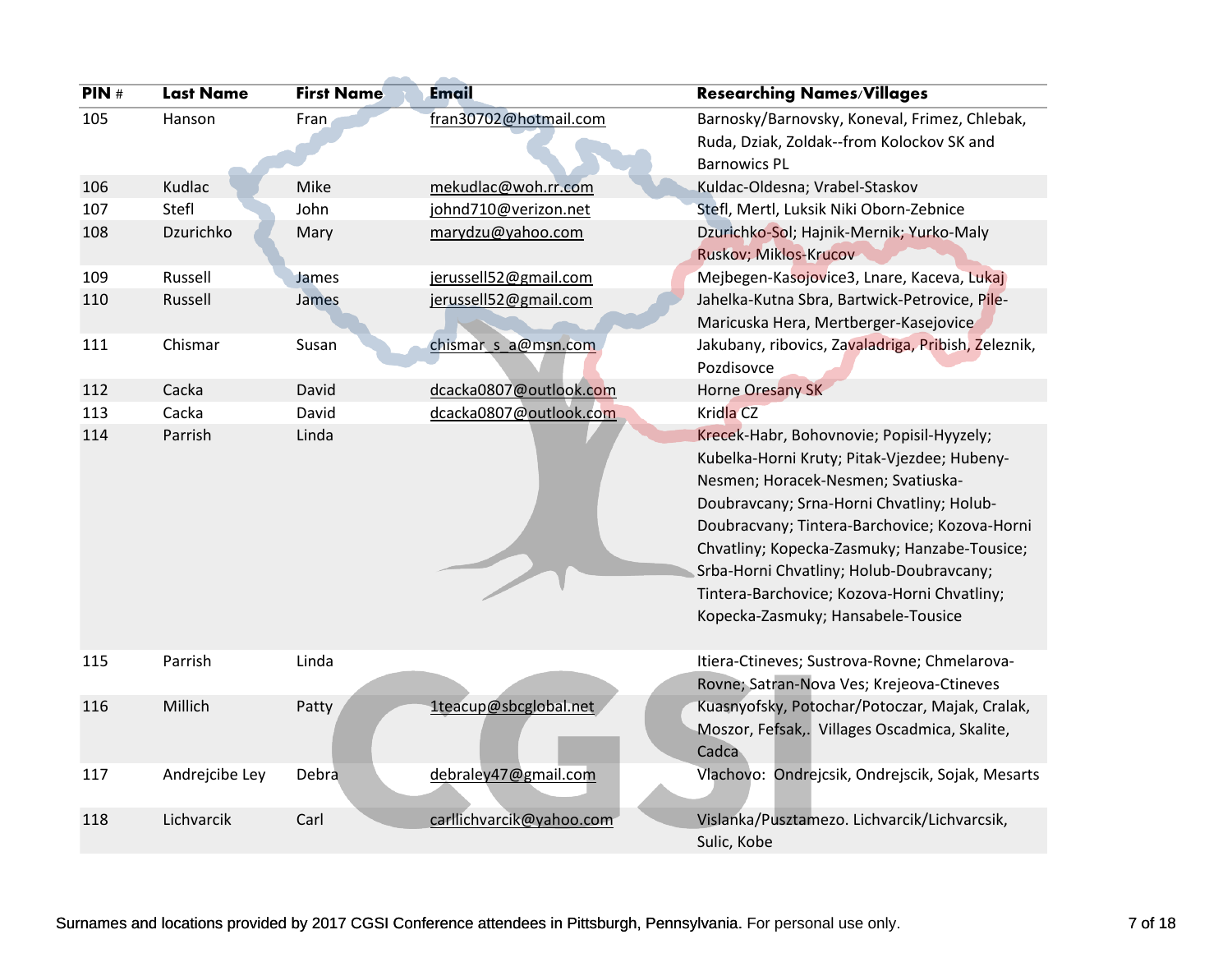| PIN # | Last Name | First Name | Email | Researching Names/Villages |
|---|---|---|---|---|
| 105 | Hanson | Fran | fran30702@hotmail.com | Barnosky/Barnovsky, Koneval, Frimez, Chlebak, Ruda, Dziak, Zoldak--from Kolockov SK and Barnowics PL |
| 106 | Kudlac | Mike | mekudlac@woh.rr.com | Kuldac-Oldesna; Vrabel-Staskov |
| 107 | Stefl | John | johnd710@verizon.net | Stefl, Mertl, Luksik Niki Oborn-Zebnice |
| 108 | Dzurichko | Mary | marydzu@yahoo.com | Dzurichko-Sol; Hajnik-Mernik; Yurko-Maly Ruskov; Miklos-Krucov |
| 109 | Russell | James | jerussell52@gmail.com | Mejbegen-Kasojovice3, Lnare, Kaceva, Lukaj |
| 110 | Russell | James | jerussell52@gmail.com | Jahelka-Kutna Sbra, Bartwick-Petrovice, Pile-Maricuska Hera, Mertberger-Kasejovice |
| 111 | Chismar | Susan | chismar_s_a@msn.com | Jakubany, ribovics, Zavaladriga, Pribish, Zeleznik, Pozdisovce |
| 112 | Cacka | David | dcacka0807@outlook.com | Horne Oresany SK |
| 113 | Cacka | David | dcacka0807@outlook.com | Kridla CZ |
| 114 | Parrish | Linda | | Krecek-Habr, Bohovnovie; Popisil-Hyyzely; Kubelka-Horni Kruty; Pitak-Vjezdee; Hubeny-Nesmen; Horacek-Nesmen; Svatiuska-Doubravcany; Srna-Horni Chvatliny; Holub-Doubracvany; Tintera-Barchovice; Kozova-Horni Chvatliny; Kopecka-Zasmuky; Hanzabe-Tousice; Srba-Horni Chvatliny; Holub-Doubravcany; Tintera-Barchovice; Kozova-Horni Chvatliny; Kopecka-Zasmuky; Hansabele-Tousice |
| 115 | Parrish | Linda | | Itiera-Ctineves; Sustrova-Rovne; Chmelarova-Rovne; Satran-Nova Ves; Krejeova-Ctineves |
| 116 | Millich | Patty | 1teacup@sbcglobal.net | Kuasnyofsky, Potochar/Potoczar, Majak, Cralak, Moszor, Fefsak,. Villages Oscadmica, Skalite, Cadca |
| 117 | Andrejcibe Ley | Debra | debraley47@gmail.com | Vlachovo: Ondrejcsik, Ondrejscik, Sojak, Mesarts |
| 118 | Lichvarcik | Carl | carllichvarcik@yahoo.com | Vislanka/Pusztamezo. Lichvarcik/Lichvarcsik, Sulic, Kobe |

Surnames and locations provided by 2017 CGSI Conference attendees in Pittsburgh, Pennsylvania. For personal use only.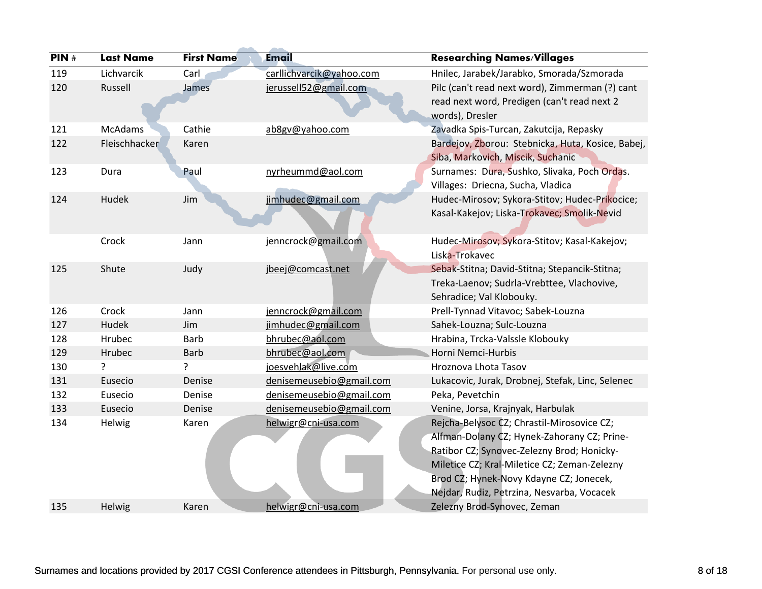| PIN # | Last Name | First Name | Email | Researching Names/Villages |
|---|---|---|---|---|
| 119 | Lichvarcik | Carl | carllichvarcik@yahoo.com | Hnilec, Jarabek/Jarabko, Smorada/Szmorada |
| 120 | Russell | James | jerussell52@gmail.com | Pilc (can't read next word), Zimmerman (?) cant read next word, Predigen (can't read next 2 words), Dresler |
| 121 | McAdams | Cathie | ab8gv@yahoo.com | Zavadka Spis-Turcan, Zakutcija, Repasky |
| 122 | Fleischhacker | Karen | | Bardejov, Zborou: Stebnicka, Huta, Kosice, Babej, Siba, Markovich, Miscik, Suchanic |
| 123 | Dura | Paul | nyrheummd@aol.com | Surnames: Dura, Sushko, Slivaka, Poch Ordas. Villages: Driecna, Sucha, Vladica |
| 124 | Hudek | Jim | jimhudec@gmail.com | Hudec-Mirosov; Sykora-Stitov; Hudec-Prikocice; Kasal-Kakejov; Liska-Trokavec; Smolik-Nevid |
| | Crock | Jann | jenncrock@gmail.com | Hudec-Mirosov; Sykora-Stitov; Kasal-Kakejov; Liska-Trokavec |
| 125 | Shute | Judy | jbeej@comcast.net | Sebak-Stitna; David-Stitna; Stepancik-Stitna; Treka-Laenov; Sudrla-Vrebttee, Vlachovive, Sehradice; Val Klobouky. |
| 126 | Crock | Jann | jenncrock@gmail.com | Prell-Tynnad Vitavoc; Sabek-Louzna |
| 127 | Hudek | Jim | jimhudec@gmail.com | Sahek-Louzna; Sulc-Louzna |
| 128 | Hrubec | Barb | bhrubec@aol.com | Hrabina, Trcka-Valssle Klobouky |
| 129 | Hrubec | Barb | bhrubec@aol.com | Horni Nemci-Hurbis |
| 130 | ? | ? | joesvehlak@live.com | Hroznova Lhota Tasov |
| 131 | Eusecio | Denise | denisemeusebio@gmail.com | Lukacovic, Jurak, Drobnej, Stefak, Linc, Selenec |
| 132 | Eusecio | Denise | denisemeusebio@gmail.com | Peka, Pevetchin |
| 133 | Eusecio | Denise | denisemeusebio@gmail.com | Venine, Jorsa, Krajnyak, Harbulak |
| 134 | Helwig | Karen | helwigr@cni-usa.com | Rejcha-Belysoc CZ; Chrastil-Mirosovice CZ; Alfman-Dolany CZ; Hynek-Zahorany CZ; Prine-Ratibor CZ; Synovec-Zelezny Brod; Honicky-Miletice CZ; Kral-Miletice CZ; Zeman-Zelezny Brod CZ; Hynek-Novy Kdayne CZ; Jonecek, Nejdar, Rudiz, Petrzina, Nesvarba, Vocacek |
| 135 | Helwig | Karen | helwigr@cni-usa.com | Zelezny Brod-Synovec, Zeman |

Surnames and locations provided by 2017 CGSI Conference attendees in Pittsburgh, Pennsylvania. For personal use only.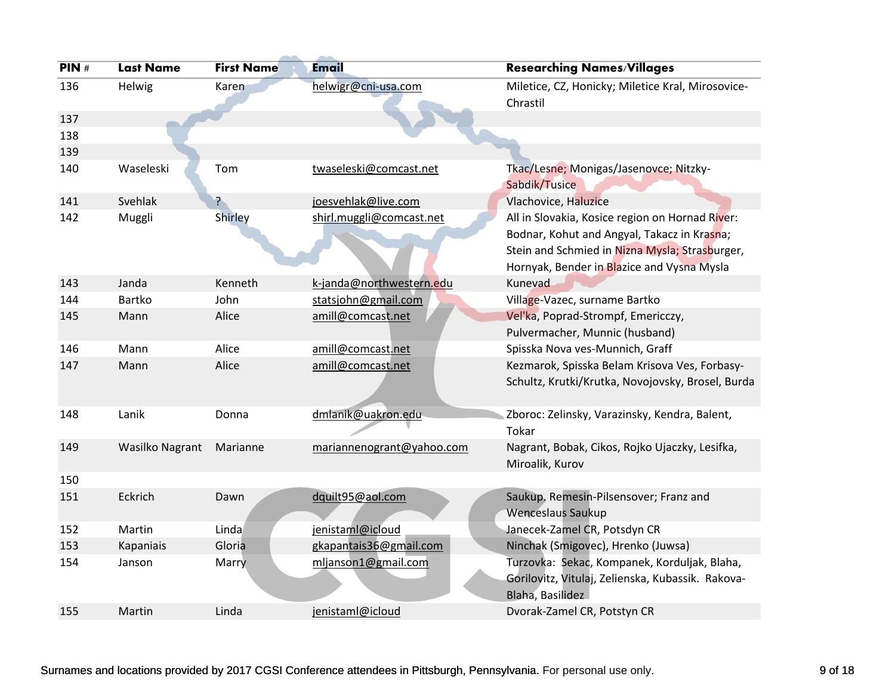| PIN # | Last Name | First Name | Email | Researching Names/Villages |
|---|---|---|---|---|
| 136 | Helwig | Karen | helwigr@cni-usa.com | Miletice, CZ, Honicky; Miletice Kral, Mirosovice-Chrastil |
| 137 | | | | |
| 138 | | | | |
| 139 | | | | |
| 140 | Waseleski | Tom | twaseleski@comcast.net | Tkac/Lesne; Monigas/Jasenovce; Nitzky-Sabdik/Tusice |
| 141 | Svehlak | ? | joesvehlak@live.com | Vlachovice, Haluzice |
| 142 | Muggli | Shirley | shirl.muggli@comcast.net | All in Slovakia, Kosice region on Hornad River: Bodnar, Kohut and Angyal, Takacz in Krasna; Stein and Schmied in Nizna Mysla; Strasburger, Hornyak, Bender in Blazice and Vysna Mysla |
| 143 | Janda | Kenneth | k-janda@northwestern.edu | Kunevad |
| 144 | Bartko | John | statsjohn@gmail.com | Village-Vazec, surname Bartko |
| 145 | Mann | Alice | amill@comcast.net | Vel'ka, Poprad-Strompf, Emericczy, Pulvermacher, Munnic (husband) |
| 146 | Mann | Alice | amill@comcast.net | Spisska Nova ves-Munnich, Graff |
| 147 | Mann | Alice | amill@comcast.net | Kezmarok, Spisska Belam Krisova Ves, Forbasy-Schultz, Krutki/Krutka, Novojovsky, Brosel, Burda |
| 148 | Lanik | Donna | dmlanik@uakron.edu | Zboroc: Zelinsky, Varazinsky, Kendra, Balent, Tokar |
| 149 | Wasilko Nagrant | Marianne | mariannenogrant@yahoo.com | Nagrant, Bobak, Cikos, Rojko Ujaczky, Lesifka, Miroalik, Kurov |
| 150 | | | | |
| 151 | Eckrich | Dawn | dquilt95@aol.com | Saukup. Remesin-Pilsensover; Franz and Wenceslaus Saukup |
| 152 | Martin | Linda | jenistaml@icloud | Janecek-Zamel CR, Potsdyn CR |
| 153 | Kapaniais | Gloria | gkapantais36@gmail.com | Ninchak (Smigovec), Hrenko (Juwsa) |
| 154 | Janson | Marry | mljanson1@gmail.com | Turzovka: Sekac, Kompanek, Korduljak, Blaha, Gorilovitz, Vitulaj, Zelienska, Kubassik. Rakova-Blaha, Basilidez |
| 155 | Martin | Linda | jenistaml@icloud | Dvorak-Zamel CR, Potstyn CR |

Surnames and locations provided by 2017 CGSI Conference attendees in Pittsburgh, Pennsylvania. For personal use only.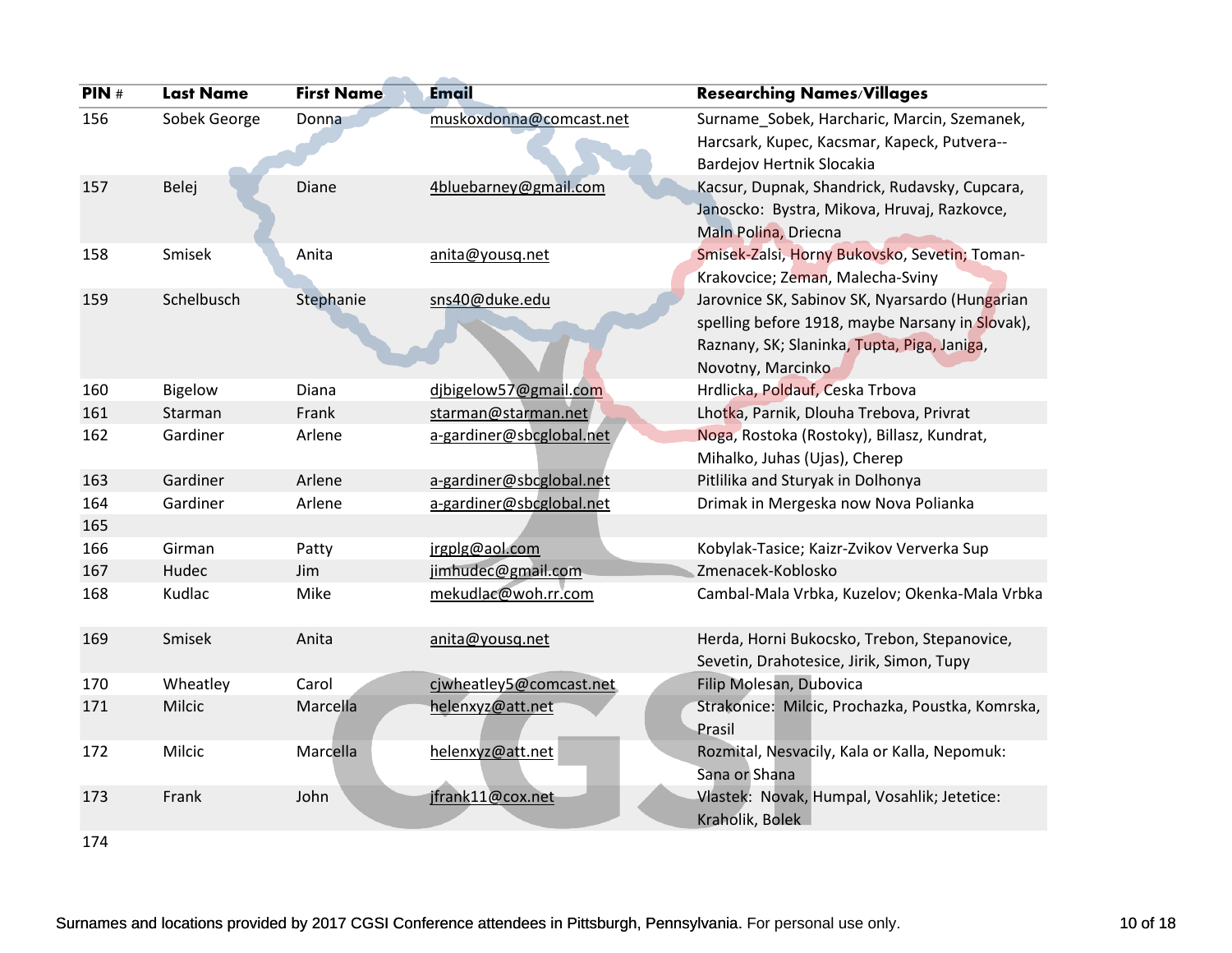| PIN # | Last Name | First Name | Email | Researching Names/Villages |
|---|---|---|---|---|
| 156 | Sobek George | Donna | muskoxdonna@comcast.net | Surname_Sobek, Harcharic, Marcin, Szemanek, Harcsark, Kupec, Kacsmar, Kapeck, Putvera--Bardejov Hertnik Slocakia |
| 157 | Belej | Diane | 4bluebarney@gmail.com | Kacsur, Dupnak, Shandrick, Rudavsky, Cupcara, Janoscko: Bystra, Mikova, Hruvaj, Razkovce, Maln Polina, Driecna |
| 158 | Smisek | Anita | anita@yousq.net | Smisek-Zalsi, Horny Bukovsko, Sevetin; Toman-Krakovcice; Zeman, Malecha-Sviny |
| 159 | Schelbusch | Stephanie | sns40@duke.edu | Jarovnice SK, Sabinov SK, Nyarsardo (Hungarian spelling before 1918, maybe Narsany in Slovak), Raznany, SK; Slaninka, Tupta, Piga, Janiga, Novotny, Marcinko |
| 160 | Bigelow | Diana | djbigelow57@gmail.com | Hrdlicka, Poldauf, Ceska Trbova |
| 161 | Starman | Frank | starman@starman.net | Lhotka, Parnik, Dlouha Trebova, Privrat |
| 162 | Gardiner | Arlene | a-gardiner@sbcglobal.net | Noga, Rostoka (Rostoky), Billasz, Kundrat, Mihalko, Juhas (Ujas), Cherep |
| 163 | Gardiner | Arlene | a-gardiner@sbcglobal.net | Pitlilika and Sturyak in Dolhonya |
| 164 | Gardiner | Arlene | a-gardiner@sbcglobal.net | Drimak in Mergeska now Nova Polianka |
| 165 | | | | |
| 166 | Girman | Patty | jrgplg@aol.com | Kobylak-Tasice; Kaizr-Zvikov Ververka Sup |
| 167 | Hudec | Jim | jimhudec@gmail.com | Zmenacek-Koblosko |
| 168 | Kudlac | Mike | mekudlac@woh.rr.com | Cambal-Mala Vrbka, Kuzelov; Okenka-Mala Vrbka |
| 169 | Smisek | Anita | anita@yousq.net | Herda, Horni Bukocsko, Trebon, Stepanovice, Sevetin, Drahotesice, Jirik, Simon, Tupy |
| 170 | Wheatley | Carol | cjwheatley5@comcast.net | Filip Molesan, Dubovica |
| 171 | Milcic | Marcella | helenxyz@att.net | Strakonice: Milcic, Prochazka, Poustka, Komrska, Prasil |
| 172 | Milcic | Marcella | helenxyz@att.net | Rozmital, Nesvacily, Kala or Kalla, Nepomuk: Sana or Shana |
| 173 | Frank | John | jfrank11@cox.net | Vlastek: Novak, Humpal, Vosahlik; Jetetice: Kraholik, Bolek |
| 174 | | | | |

Surnames and locations provided by 2017 CGSI Conference attendees in Pittsburgh, Pennsylvania. For personal use only.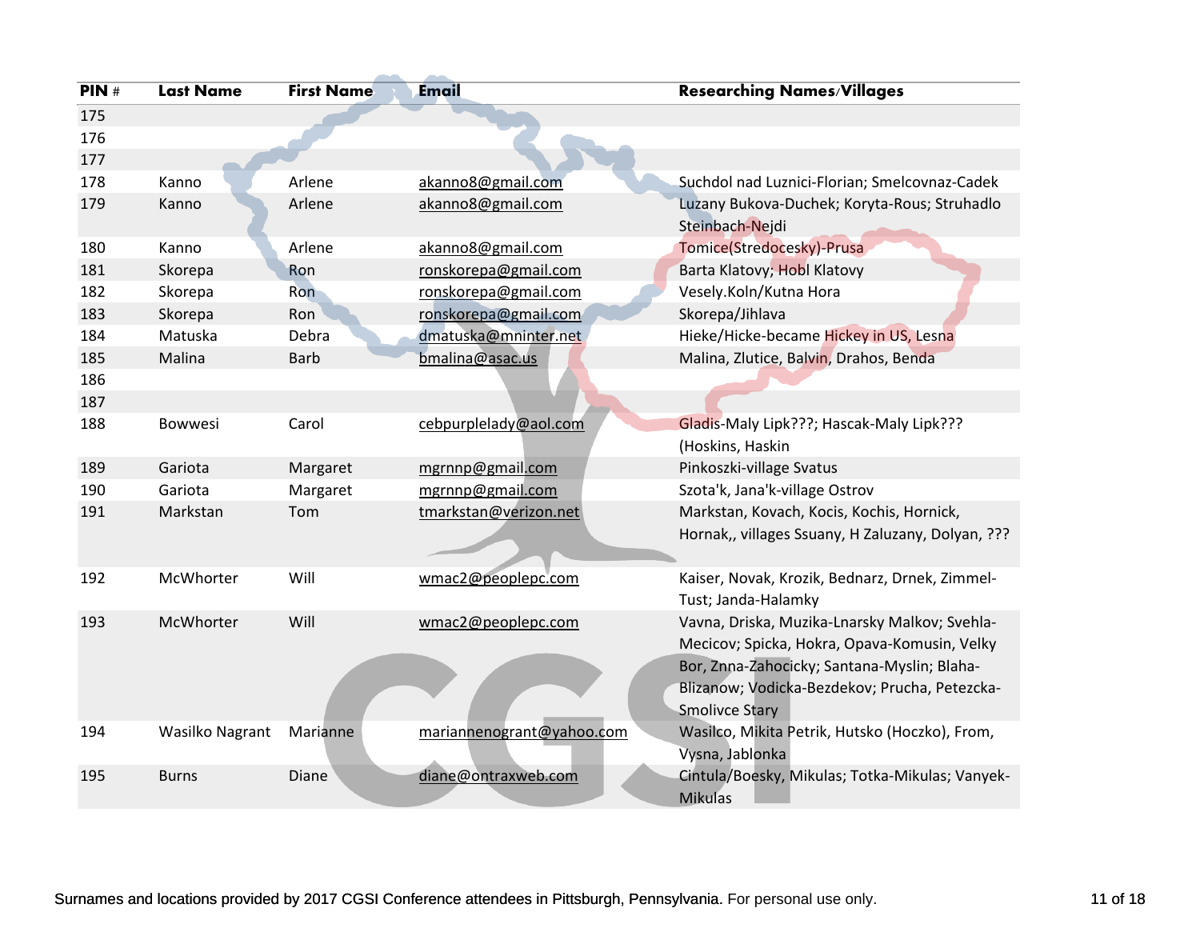| PIN # | Last Name | First Name | Email | Researching Names/Villages |
|---|---|---|---|---|
| 175 | | | | |
| 176 | | | | |
| 177 | | | | |
| 178 | Kanno | Arlene | akanno8@gmail.com | Suchdol nad Luznici-Florian; Smelcovnaz-Cadek |
| 179 | Kanno | Arlene | akanno8@gmail.com | Luzany Bukova-Duchek; Koryta-Rous; Struhadlo Steinbach-Nejdi |
| 180 | Kanno | Arlene | akanno8@gmail.com | Tomice(Stredocesky)-Prusa |
| 181 | Skorepa | Ron | ronskorepa@gmail.com | Barta Klatovy; Hobl Klatovy |
| 182 | Skorepa | Ron | ronskorepa@gmail.com | Vesely.Koln/Kutna Hora |
| 183 | Skorepa | Ron | ronskorepa@gmail.com | Skorepa/Jihlava |
| 184 | Matuska | Debra | dmatuska@mninter.net | Hieke/Hicke-became Hickey in US, Lesna |
| 185 | Malina | Barb | bmalina@asac.us | Malina, Zlutice, Balvin, Drahos, Benda |
| 186 | | | | |
| 187 | | | | |
| 188 | Bowwesi | Carol | cebpurplelady@aol.com | Gladis-Maly Lipk???; Hascak-Maly Lipk??? (Hoskins, Haskin |
| 189 | Gariota | Margaret | mgrnnp@gmail.com | Pinkoszki-village Svatus |
| 190 | Gariota | Margaret | mgrnnp@gmail.com | Szota'k, Jana'k-village Ostrov |
| 191 | Markstan | Tom | tmarkstan@verizon.net | Markstan, Kovach, Kocis, Kochis, Hornick, Hornak,, villages Ssuany, H Zaluzany, Dolyan, ??? |
| 192 | McWhorter | Will | wmac2@peoplepc.com | Kaiser, Novak, Krozik, Bednarz, Drnek, Zimmel-Tust; Janda-Halamky |
| 193 | McWhorter | Will | wmac2@peoplepc.com | Vavna, Driska, Muzika-Lnarsky Malkov; Svehla-Mecicov; Spicka, Hokra, Opava-Komusin, Velky Bor, Znna-Zahocicky; Santana-Myslin; Blaha-Blizanow; Vodicka-Bezdekov; Prucha, Petezcka-Smolivce Stary |
| 194 | Wasilko Nagrant | Marianne | mariannenogrant@yahoo.com | Wasilco, Mikita Petrik, Hutsko (Hoczko), From, Vysna, Jablonka |
| 195 | Burns | Diane | diane@ontraxweb.com | Cintula/Boesky, Mikulas; Totka-Mikulas; Vanyek-Mikulas |

Surnames and locations provided by 2017 CGSI Conference attendees in Pittsburgh, Pennsylvania. For personal use only.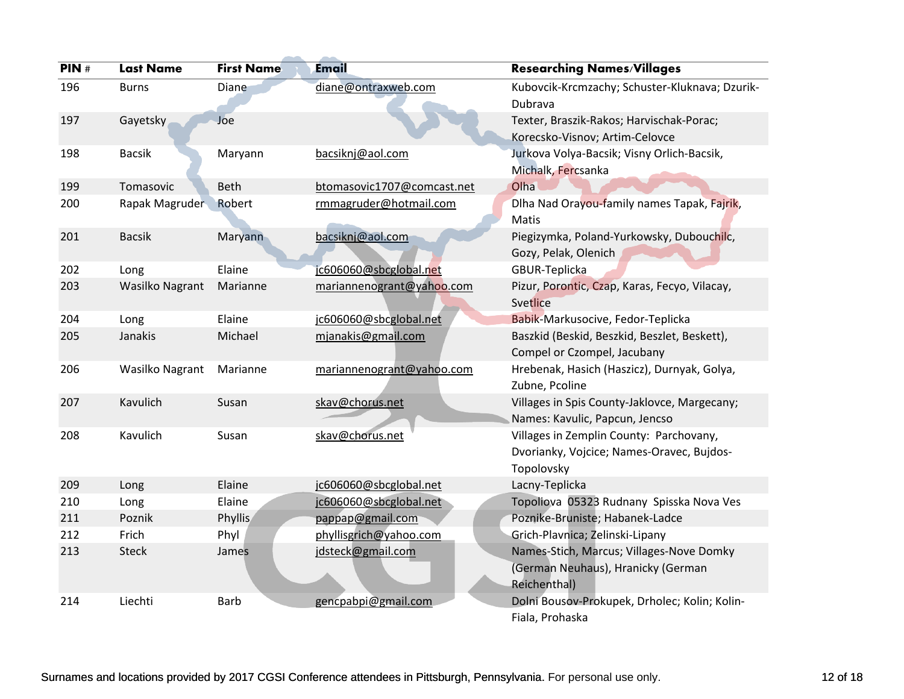| PIN # | Last Name | First Name | Email | Researching Names/Villages |
|---|---|---|---|---|
| 196 | Burns | Diane | diane@ontraxweb.com | Kubovcik-Krcmzachy; Schuster-Kluknava; Dzurik-Dubrava |
| 197 | Gayetsky | Joe | | Texter, Braszik-Rakos; Harvischak-Porac; Korecsko-Visnov; Artim-Celovce |
| 198 | Bacsik | Maryann | bacsiknj@aol.com | Jurkova Volya-Bacsik; Visny Orlich-Bacsik, Michalk, Fercsanka |
| 199 | Tomasovic | Beth | btomasovic1707@comcast.net | Olha |
| 200 | Rapak Magruder | Robert | rmmagruder@hotmail.com | Dlha Nad Orayou-family names Tapak, Fajrik, Matis |
| 201 | Bacsik | Maryann | bacsiknj@aol.com | Piegizymka, Poland-Yurkowsky, Dubouchilc, Gozy, Pelak, Olenich |
| 202 | Long | Elaine | jc606060@sbcglobal.net | GBUR-Teplicka |
| 203 | Wasilko Nagrant | Marianne | mariannenogrant@yahoo.com | Pizur, Porontic, Czap, Karas, Fecyo, Vilacay, Svetlice |
| 204 | Long | Elaine | jc606060@sbcglobal.net | Babik-Markusocive, Fedor-Teplicka |
| 205 | Janakis | Michael | mjanakis@gmail.com | Baszkid (Beskid, Beszkid, Beszlet, Beskett), Compel or Czompel, Jacubany |
| 206 | Wasilko Nagrant | Marianne | mariannenogrant@yahoo.com | Hrebenak, Hasich (Haszicz), Durnyak, Golya, Zubne, Pcoline |
| 207 | Kavulich | Susan | skav@chorus.net | Villages in Spis County-Jaklovce, Margecany; Names: Kavulic, Papcun, Jencso |
| 208 | Kavulich | Susan | skav@chorus.net | Villages in Zemplin County: Parchovany, Dvorianky, Vojcice; Names-Oravec, Bujdos-Topolovsky |
| 209 | Long | Elaine | jc606060@sbcglobal.net | Lacny-Teplicka |
| 210 | Long | Elaine | jc606060@sbcglobal.net | Topoliova 05323 Rudnany Spisska Nova Ves |
| 211 | Poznik | Phyllis | pappap@gmail.com | Poznike-Bruniste; Habanek-Ladce |
| 212 | Frich | Phyl | phyllisgrich@yahoo.com | Grich-Plavnica; Zelinski-Lipany |
| 213 | Steck | James | jdsteck@gmail.com | Names-Stich, Marcus; Villages-Nove Domky (German Neuhaus), Hranicky (German Reichenthal) |
| 214 | Liechti | Barb | gencpabpi@gmail.com | Dolni Bousov-Prokupek, Drholec; Kolin; Kolin-Fiala, Prohaska |

Surnames and locations provided by 2017 CGSI Conference attendees in Pittsburgh, Pennsylvania. For personal use only.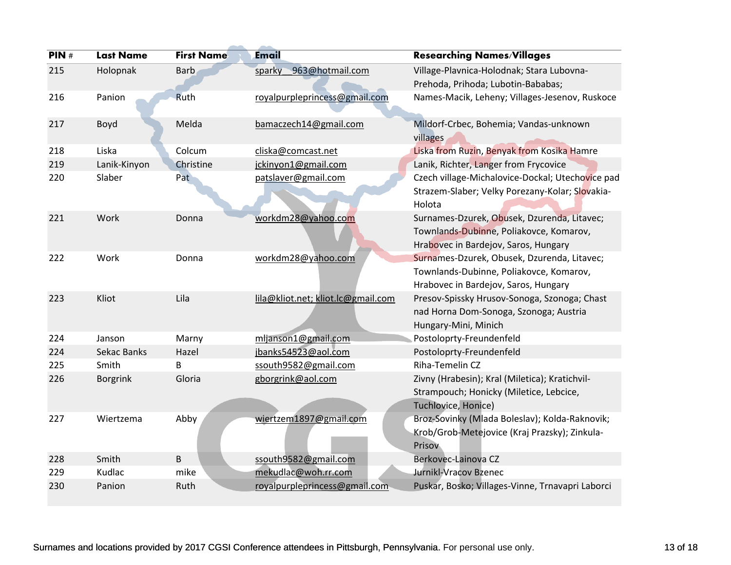| PIN # | Last Name | First Name | Email | Researching Names/Villages |
|---|---|---|---|---|
| 215 | Holopnak | Barb | sparky__963@hotmail.com | Village-Plavnica-Holodnak; Stara Lubovna-Prehoda, Prihoda; Lubotin-Bababas; |
| 216 | Panion | Ruth | royalpurpleprincess@gmail.com | Names-Macik, Leheny; Villages-Jesenov, Ruskoce |
| 217 | Boyd | Melda | bamaczech14@gmail.com | Mildorf-Crbec, Bohemia; Vandas-unknown villages |
| 218 | Liska | Colcum | cliska@comcast.net | Liska from Ruzin, Benyak from Kosika Hamre |
| 219 | Lanik-Kinyon | Christine | jckinyon1@gmail.com | Lanik, Richter, Langer from Frycovice |
| 220 | Slaber | Pat | patslaver@gmail.com | Czech village-Michalovice-Dockal; Utechovice pad Strazem-Slaber; Velky Porezany-Kolar; Slovakia-Holota |
| 221 | Work | Donna | workdm28@yahoo.com | Surnames-Dzurek, Obusek, Dzurenda, Litavec; Townlands-Dubinne, Poliakovce, Komarov, Hrabovec in Bardejov, Saros, Hungary |
| 222 | Work | Donna | workdm28@yahoo.com | Surnames-Dzurek, Obusek, Dzurenda, Litavec; Townlands-Dubinne, Poliakovce, Komarov, Hrabovec in Bardejov, Saros, Hungary |
| 223 | Kliot | Lila | lila@kliot.net; kliot.lc@gmail.com | Presov-Spissky Hrusov-Sonoga, Szonoga; Chast nad Horna Dom-Sonoga, Szonoga; Austria Hungary-Mini, Minich |
| 224 | Janson | Marny | mljanson1@gmail.com | Postoloprty-Freundenfeld |
| 224 | Sekac Banks | Hazel | jbanks54523@aol.com | Postoloprty-Freundenfeld |
| 225 | Smith | B | ssouth9582@gmail.com | Riha-Temelin CZ |
| 226 | Borgrink | Gloria | gborgrink@aol.com | Zivny (Hrabesin); Kral (Miletica); Kratichvil-Strampouch; Honicky (Miletice, Lebcice, Tuchlovice, Honice) |
| 227 | Wiertzema | Abby | wiertzem1897@gmail.com | Broz-Sovinky (Mlada Boleslav); Kolda-Raknovik; Krob/Grob-Metejovice (Kraj Prazsky); Zinkula-Prisov |
| 228 | Smith | B | ssouth9582@gmail.com | Berkovec-Lainova CZ |
| 229 | Kudlac | mike | mekudlac@woh.rr.com | Jurnikl-Vracov Bzenec |
| 230 | Panion | Ruth | royalpurpleprincess@gmail.com | Puskar, Bosko; Villages-Vinne, Trnavapri Laborci |

Surnames and locations provided by 2017 CGSI Conference attendees in Pittsburgh, Pennsylvania. For personal use only.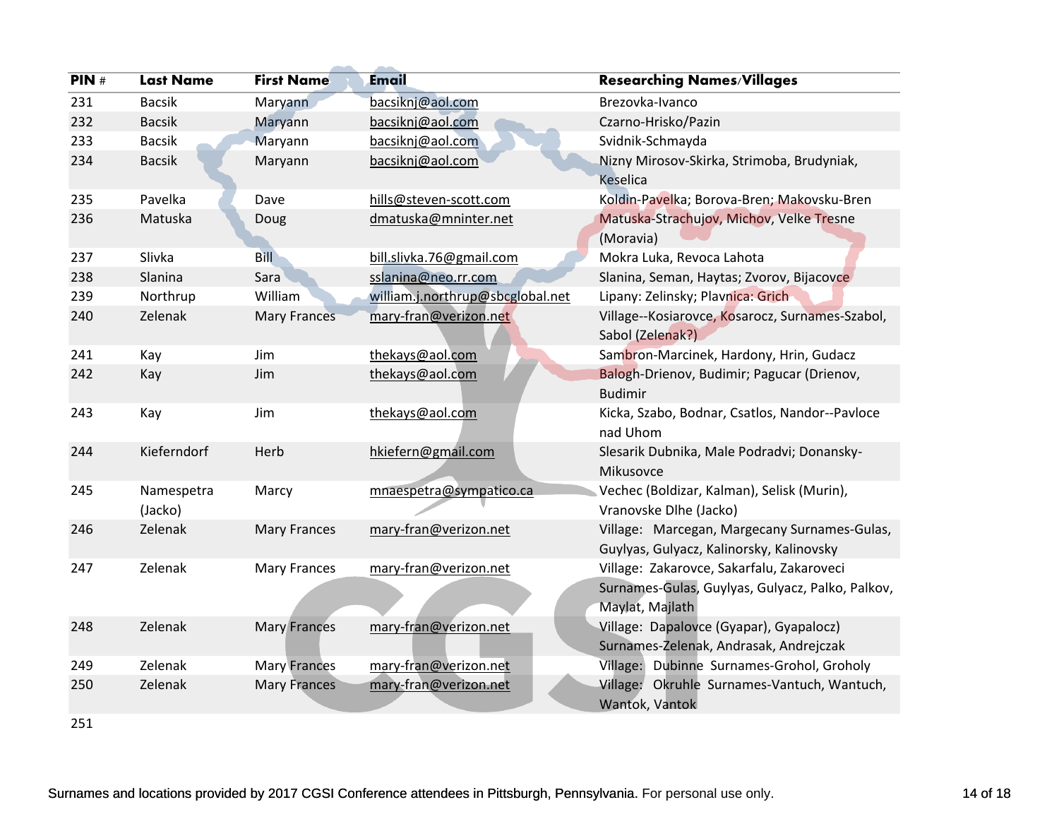| PIN # | Last Name | First Name | Email | Researching Names/Villages |
|---|---|---|---|---|
| 231 | Bacsik | Maryann | bacsiknj@aol.com | Brezovka-Ivanco |
| 232 | Bacsik | Maryann | bacsiknj@aol.com | Czarno-Hrisko/Pazin |
| 233 | Bacsik | Maryann | bacsiknj@aol.com | Svidnik-Schmayda |
| 234 | Bacsik | Maryann | bacsiknj@aol.com | Nizny Mirosov-Skirka, Strimoba, Brudyniak, Keselica |
| 235 | Pavelka | Dave | hills@steven-scott.com | Koldin-Pavelka; Borova-Bren; Makovsku-Bren |
| 236 | Matuska | Doug | dmatuska@mninter.net | Matuska-Strachujov, Michov, Velke Tresne (Moravia) |
| 237 | Slivka | Bill | bill.slivka.76@gmail.com | Mokra Luka, Revoca Lahota |
| 238 | Slanina | Sara | sslanina@neo.rr.com | Slanina, Seman, Haytas; Zvorov, Bijacovce |
| 239 | Northrup | William | william.j.northrup@sbcglobal.net | Lipany: Zelinsky; Plavnica: Grich |
| 240 | Zelenak | Mary Frances | mary-fran@verizon.net | Village--Kosiarovce, Kosarocz, Surnames-Szabol, Sabol (Zelenak?) |
| 241 | Kay | Jim | thekays@aol.com | Sambron-Marcinek, Hardony, Hrin, Gudacz |
| 242 | Kay | Jim | thekays@aol.com | Balogh-Drienov, Budimir; Pagucar (Drienov, Budimir |
| 243 | Kay | Jim | thekays@aol.com | Kicka, Szabo, Bodnar, Csatlos, Nandor--Pavloce nad Uhom |
| 244 | Kieferndorf | Herb | hkiefern@gmail.com | Slesarik Dubnika, Male Podradvi; Donansky-Mikusovce |
| 245 | Namespetra (Jacko) | Marcy | mnaespetra@sympatico.ca | Vechec (Boldizar, Kalman), Selisk (Murin), Vranovske Dlhe (Jacko) |
| 246 | Zelenak | Mary Frances | mary-fran@verizon.net | Village: Marcegan, Margecany Surnames-Gulas, Guylyas, Gulyacz, Kalinorsky, Kalinovsky |
| 247 | Zelenak | Mary Frances | mary-fran@verizon.net | Village: Zakarovce, Sakarfalu, Zakaroveci Surnames-Gulas, Guylyas, Gulyacz, Palko, Palkov, Maylat, Majlath |
| 248 | Zelenak | Mary Frances | mary-fran@verizon.net | Village: Dapalovce (Gyapar), Gyapalocz) Surnames-Zelenak, Andrasak, Andrejczak |
| 249 | Zelenak | Mary Frances | mary-fran@verizon.net | Village: Dubinne Surnames-Grohol, Groholy |
| 250 | Zelenak | Mary Frances | mary-fran@verizon.net | Village: Okruhle Surnames-Vantuch, Wantuch, Wantok, Vantok |
| 251 | | | | |

Surnames and locations provided by 2017 CGSI Conference attendees in Pittsburgh, Pennsylvania. For personal use only.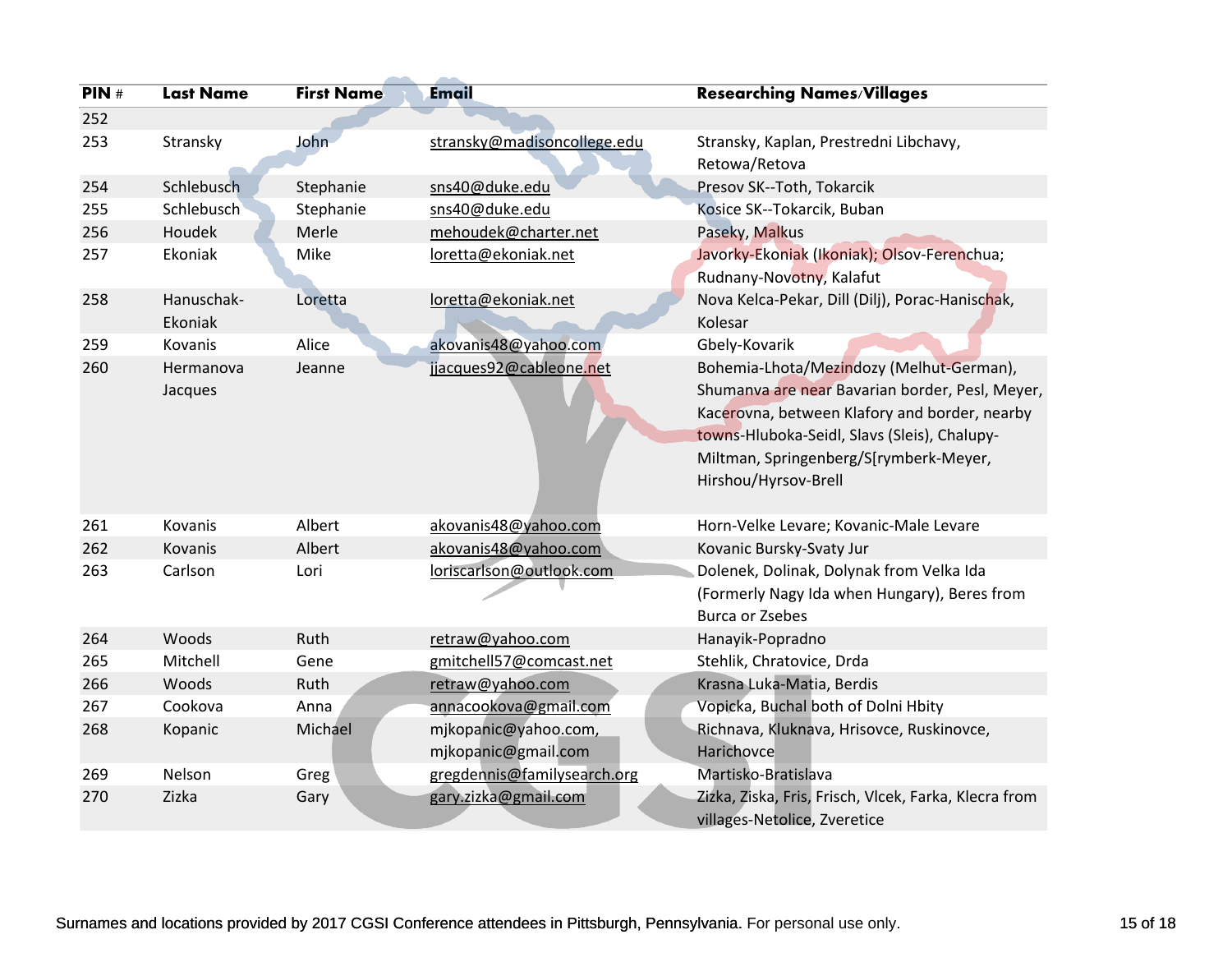| PIN # | Last Name | First Name | Email | Researching Names/Villages |
|---|---|---|---|---|
| 252 | | | | |
| 253 | Stransky | John | stransky@madisoncollege.edu | Stransky, Kaplan, Prestredni Libchavy, Retowa/Retova |
| 254 | Schlebusch | Stephanie | sns40@duke.edu | Presov SK--Toth, Tokarcik |
| 255 | Schlebusch | Stephanie | sns40@duke.edu | Kosice SK--Tokarcik, Buban |
| 256 | Houdek | Merle | mehoudek@charter.net | Paseky, Malkus |
| 257 | Ekoniak | Mike | loretta@ekoniak.net | Javorky-Ekoniak (Ikoniak); Olsov-Ferenchua; Rudnany-Novotny, Kalafut |
| 258 | Hanuschak-Ekoniak | Loretta | loretta@ekoniak.net | Nova Kelca-Pekar, Dill (Dilj), Porac-Hanischak, Kolesar |
| 259 | Kovanis | Alice | akovanis48@yahoo.com | Gbely-Kovarik |
| 260 | Hermanova Jacques | Jeanne | jjacques92@cableone.net | Bohemia-Lhota/Mezindozy (Melhut-German), Shumanva are near Bavarian border, Pesl, Meyer, Kacerovna, between Klafory and border, nearby towns-Hluboka-Seidl, Slavs (Sleis), Chalupy-Miltman, Springenberg/S[rymberk-Meyer, Hirshou/Hyrsov-Brell |
| 261 | Kovanis | Albert | akovanis48@yahoo.com | Horn-Velke Levare; Kovanic-Male Levare |
| 262 | Kovanis | Albert | akovanis48@yahoo.com | Kovanic Bursky-Svaty Jur |
| 263 | Carlson | Lori | loriscarlson@outlook.com | Dolenek, Dolinak, Dolynak from Velka Ida (Formerly Nagy Ida when Hungary), Beres from Burca or Zsebes |
| 264 | Woods | Ruth | retraw@yahoo.com | Hanayik-Popradno |
| 265 | Mitchell | Gene | gmitchell57@comcast.net | Stehlik, Chratovice, Drda |
| 266 | Woods | Ruth | retraw@yahoo.com | Krasna Luka-Matia, Berdis |
| 267 | Cookova | Anna | annacookova@gmail.com | Vopicka, Buchal both of Dolni Hbity |
| 268 | Kopanic | Michael | mjkopanic@yahoo.com, mjkopanic@gmail.com | Richnava, Kluknava, Hrisovce, Ruskinovce, Harichovce |
| 269 | Nelson | Greg | gregdennis@familysearch.org | Martisko-Bratislava |
| 270 | Zizka | Gary | gary.zizka@gmail.com | Zizka, Ziska, Fris, Frisch, Vlcek, Farka, Klecra from villages-Netolice, Zveretice |

Surnames and locations provided by 2017 CGSI Conference attendees in Pittsburgh, Pennsylvania. For personal use only.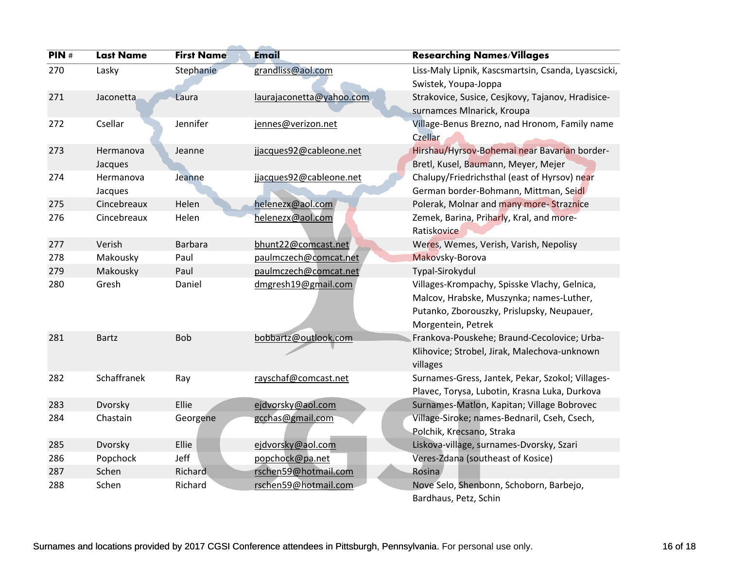| **PIN #** | **Last Name** | **First Name** | **Email** | **Researching Names/Villages** |
|---|---|---|---|---|
| 270 | Lasky | Stephanie | grandliss@aol.com | Liss-Maly Lipnik, Kascsmartsin, Csanda, Lyascsicki, Swistek, Youpa-Joppa |
| 271 | Jaconetta | Laura | laurajaconetta@yahoo.com | Strakovice, Susice, Cesjkovy, Tajanov, Hradisice-surnamces Mlnarick, Kroupa |
| 272 | Csellar | Jennifer | jennes@verizon.net | Village-Benus Brezno, nad Hronom, Family name Czellar |
| 273 | Hermanova Jacques | Jeanne | jjacques92@cableone.net | Hirshau/Hyrsov-Bohemai near Bavarian border-Bretl, Kusel, Baumann, Meyer, Mejer |
| 274 | Hermanova Jacques | Jeanne | jjacques92@cableone.net | Chalupy/Friedrichsthal (east of Hyrsov) near German border-Bohmann, Mittman, Seidl |
| 275 | Cincebreaux | Helen | helenezx@aol.com | Polerak, Molnar and many more- Straznice |
| 276 | Cincebreaux | Helen | helenezx@aol.com | Zemek, Barina, Priharly, Kral, and more-Ratiskovice |
| 277 | Verish | Barbara | bhunt22@comcast.net | Weres, Wemes, Verish, Varish, Nepolisy |
| 278 | Makousky | Paul | paulmczech@comcat.net | Makovsky-Borova |
| 279 | Makousky | Paul | paulmczech@comcat.net | Typal-Sirokydul |
| 280 | Gresh | Daniel | dmgresh19@gmail.com | Villages-Krompachy, Spisske Vlachy, Gelnica, Malcov, Hrabske, Muszynka; names-Luther, Putanko, Zborouszky, Prislupsky, Neupauer, Morgentein, Petrek |
| 281 | Bartz | Bob | bobbartz@outlook.com | Frankova-Pouskehe; Braund-Cecolovice; Urba-Klihovice; Strobel, Jirak, Malechova-unknown villages |
| 282 | Schaffranek | Ray | rayschaf@comcast.net | Surnames-Gress, Jantek, Pekar, Szokol; Villages-Plavec, Torysa, Lubotin, Krasna Luka, Durkova |
| 283 | Dvorsky | Ellie | ejdvorsky@aol.com | Surnames-Matlon, Kapitan; Village Bobrovec |
| 284 | Chastain | Georgene | gcchas@gmail.com | Village-Siroke; names-Bednaril, Cseh, Csech, Polchik, Krecsano, Straka |
| 285 | Dvorsky | Ellie | ejdvorsky@aol.com | Liskova-village, surnames-Dvorsky, Szari |
| 286 | Popchock | Jeff | popchock@pa.net | Veres-Zdana (southeast of Kosice) |
| 287 | Schen | Richard | rschen59@hotmail.com | Rosina |
| 288 | Schen | Richard | rschen59@hotmail.com | Nove Selo, Shenbonn, Schoborn, Barbejo, Bardhaus, Petz, Schin |

Surnames and locations provided by 2017 CGSI Conference attendees in Pittsburgh, Pennsylvania. For personal use only.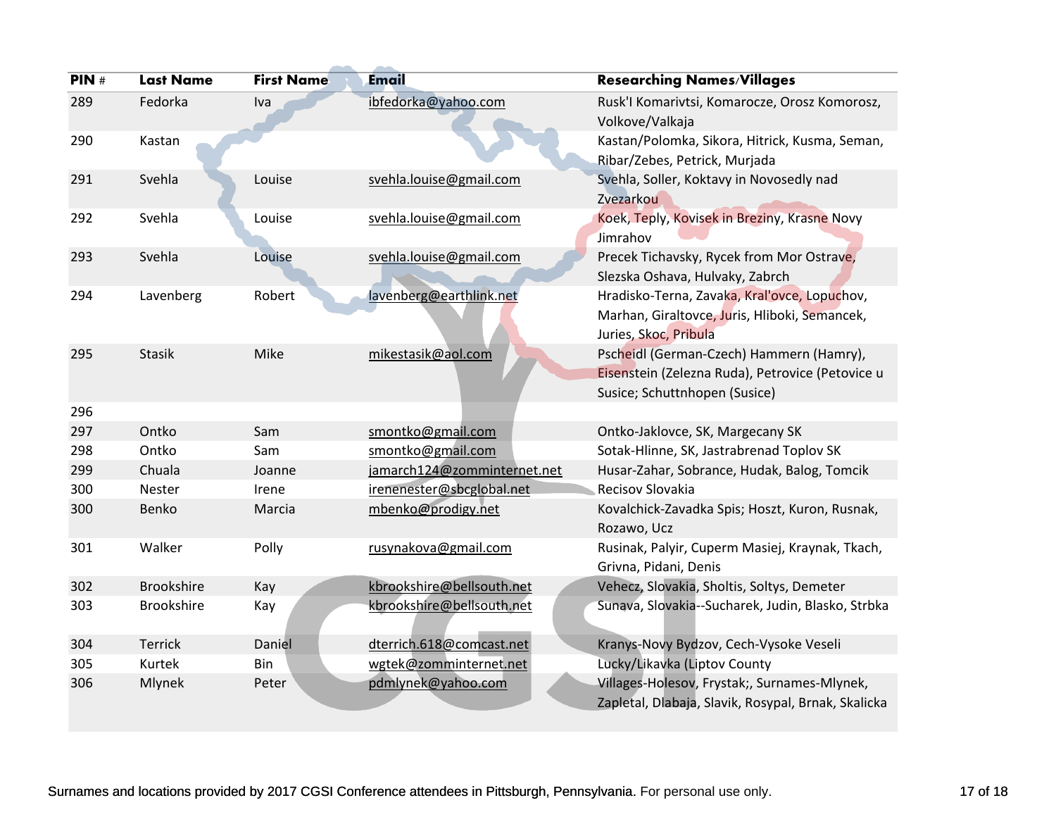| PIN # | Last Name | First Name | Email | Researching Names/Villages |
|---|---|---|---|---|
| 289 | Fedorka | Iva | ibfedorka@yahoo.com | Rusk'I Komarivtsi, Komarocze, Orosz Komorosz, Volkove/Valkaja |
| 290 | Kastan | | | Kastan/Polomka, Sikora, Hitrick, Kusma, Seman, Ribar/Zebes, Petrick, Murjada |
| 291 | Svehla | Louise | svehla.louise@gmail.com | Svehla, Soller, Koktavy in Novosedly nad Zvezarkou |
| 292 | Svehla | Louise | svehla.louise@gmail.com | Koek, Teply, Kovisek in Breziny, Krasne Novy Jimrahov |
| 293 | Svehla | Louise | svehla.louise@gmail.com | Precek Tichavsky, Rycek from Mor Ostrave, Slezska Oshava, Hulvaky, Zabrch |
| 294 | Lavenberg | Robert | lavenberg@earthlink.net | Hradisko-Terna, Zavaka, Kral'ovce, Lopuchov, Marhan, Giraltovce, Juris, Hliboki, Semancek, Juries, Skoc, Pribula |
| 295 | Stasik | Mike | mikestasik@aol.com | Pscheidl (German-Czech) Hammern (Hamry), Eisenstein (Zelezna Ruda), Petrovice (Petovice u Susice; Schuttnhopen (Susice) |
| 296 | | | | |
| 297 | Ontko | Sam | smontko@gmail.com | Ontko-Jaklovce, SK, Margecany SK |
| 298 | Ontko | Sam | smontko@gmail.com | Sotak-Hlinne, SK, Jastrabrenad Toplov SK |
| 299 | Chuala | Joanne | jamarch124@zomminternet.net | Husar-Zahar, Sobrance, Hudak, Balog, Tomcik |
| 300 | Nester | Irene | irenenester@sbcglobal.net | Recisov Slovakia |
| 300 | Benko | Marcia | mbenko@prodigy.net | Kovalchick-Zavadka Spis; Hoszt, Kuron, Rusnak, Rozawo, Ucz |
| 301 | Walker | Polly | rusynakova@gmail.com | Rusinak, Palyir, Cuperm Masiej, Kraynak, Tkach, Grivna, Pidani, Denis |
| 302 | Brookshire | Kay | kbrookshire@bellsouth.net | Vehecz, Slovakia, Sholtis, Soltys, Demeter |
| 303 | Brookshire | Kay | kbrookshire@bellsouth.net | Sunava, Slovakia--Sucharek, Judin, Blasko, Strbka |
| 304 | Terrick | Daniel | dterrich.618@comcast.net | Kranys-Novy Bydzov, Cech-Vysoke Veseli |
| 305 | Kurtek | Bin | wgtek@zomminternet.net | Lucky/Likavka (Liptov County |
| 306 | Mlynek | Peter | pdmlynek@yahoo.com | Villages-Holesov, Frystak;, Surnames-Mlynek, Zapletal, Dlabaja, Slavik, Rosypal, Brnak, Skalicka |

Surnames and locations provided by 2017 CGSI Conference attendees in Pittsburgh, Pennsylvania. For personal use only.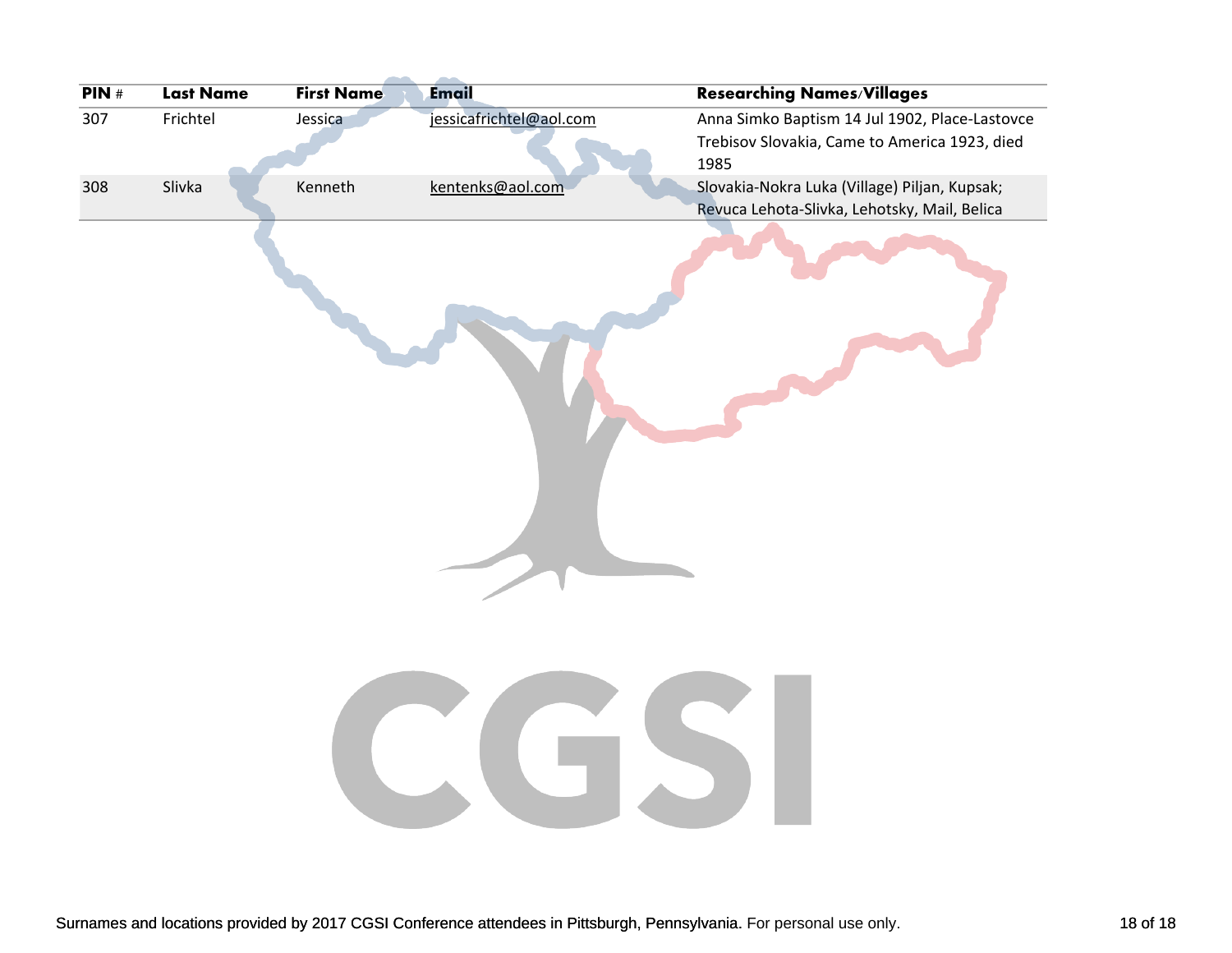| PIN # | Last Name | First Name | Email | Researching Names/Villages |
|---|---|---|---|---|
| 307 | Frichtel | Jessica | jessicafrichtel@aol.com | Anna Simko Baptism 14 Jul 1902, Place-Lastovce Trebisov Slovakia, Came to America 1923, died 1985 |
| 308 | Slivka | Kenneth | kentenks@aol.com | Slovakia-Nokra Luka (Village) Piljan, Kupsak; Revuca Lehota-Slivka, Lehotsky, Mail, Belica |

CGSI

Surnames and locations provided by 2017 CGSI Conference attendees in Pittsburgh, Pennsylvania. For personal use only.